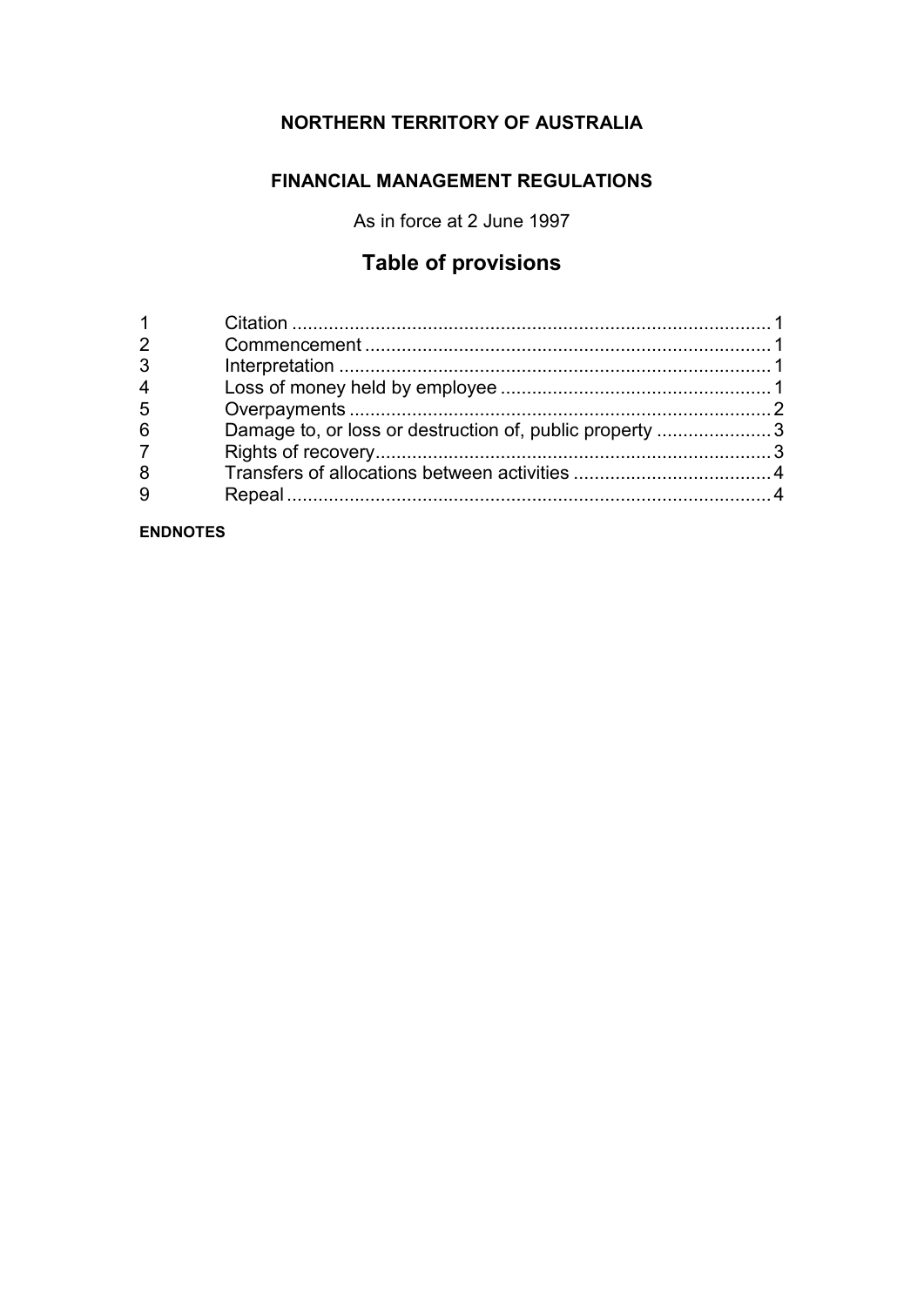# NORTHERN TERRITORY OF AUSTRALIA

## FINANCIAL MANAGEMENT REGULATIONS

As in force at 2 June 1997

## Table of provisions

| | | |
|---|---|---|
| 1 | Citation | 1 |
| 2 | Commencement | 1 |
| 3 | Interpretation | 1 |
| 4 | Loss of money held by employee | 1 |
| 5 | Overpayments | 2 |
| 6 | Damage to, or loss or destruction of, public property | 3 |
| 7 | Rights of recovery | 3 |
| 8 | Transfers of allocations between activities | 4 |
| 9 | Repeal | 4 |

**ENDNOTES**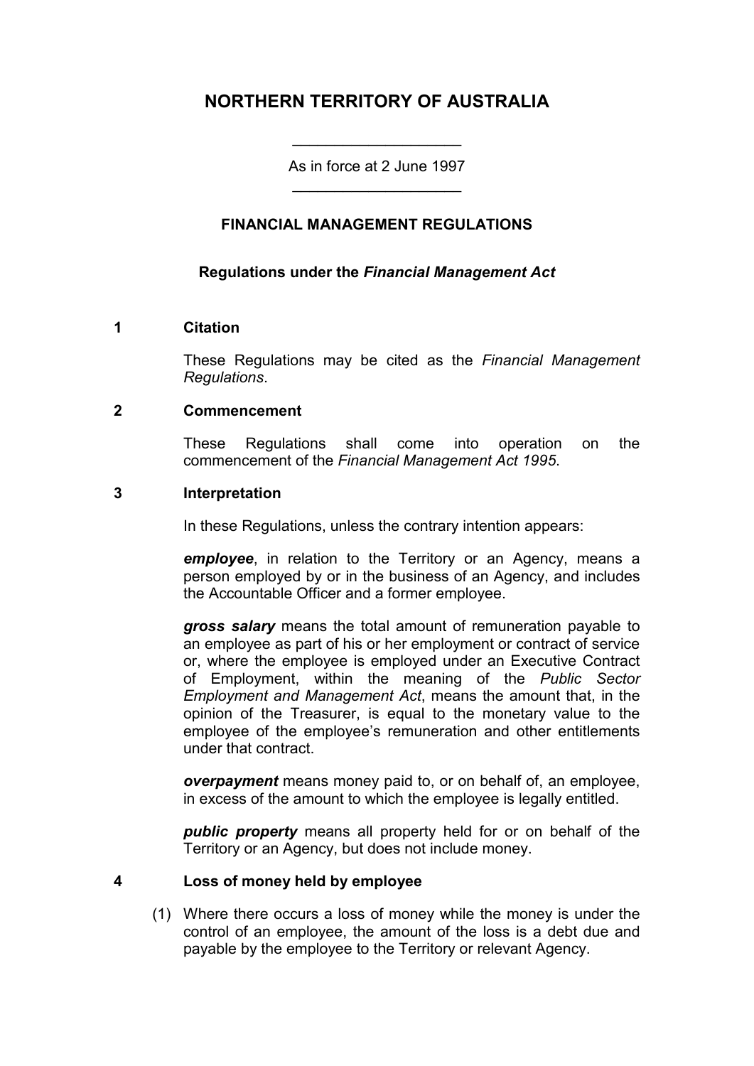# NORTHERN TERRITORY OF AUSTRALIA

As in force at 2 June 1997

## FINANCIAL MANAGEMENT REGULATIONS

### Regulations under the *Financial Management Act*

**1 Citation**

These Regulations may be cited as the *Financial Management Regulations*.

**2 Commencement**

These Regulations shall come into operation on the commencement of the *Financial Management Act 1995*.

**3 Interpretation**

In these Regulations, unless the contrary intention appears:

***employee***, in relation to the Territory or an Agency, means a person employed by or in the business of an Agency, and includes the Accountable Officer and a former employee.

***gross salary*** means the total amount of remuneration payable to an employee as part of his or her employment or contract of service or, where the employee is employed under an Executive Contract of Employment, within the meaning of the *Public Sector Employment and Management Act*, means the amount that, in the opinion of the Treasurer, is equal to the monetary value to the employee of the employee's remuneration and other entitlements under that contract.

***overpayment*** means money paid to, or on behalf of, an employee, in excess of the amount to which the employee is legally entitled.

***public property*** means all property held for or on behalf of the Territory or an Agency, but does not include money.

**4 Loss of money held by employee**

(1) Where there occurs a loss of money while the money is under the control of an employee, the amount of the loss is a debt due and payable by the employee to the Territory or relevant Agency.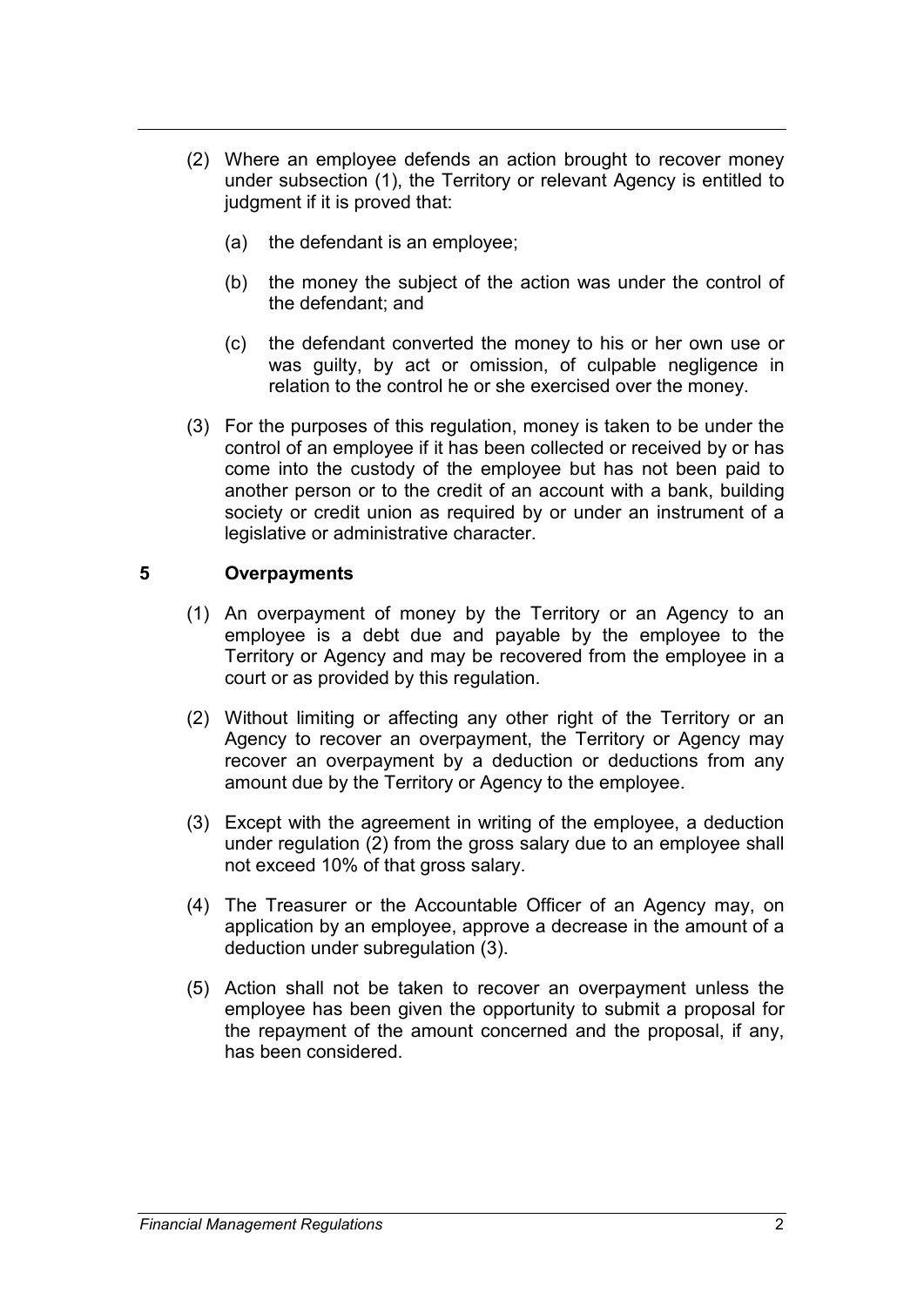(2) Where an employee defends an action brought to recover money under subsection (1), the Territory or relevant Agency is entitled to judgment if it is proved that:

(a) the defendant is an employee;

(b) the money the subject of the action was under the control of the defendant; and

(c) the defendant converted the money to his or her own use or was guilty, by act or omission, of culpable negligence in relation to the control he or she exercised over the money.

(3) For the purposes of this regulation, money is taken to be under the control of an employee if it has been collected or received by or has come into the custody of the employee but has not been paid to another person or to the credit of an account with a bank, building society or credit union as required by or under an instrument of a legislative or administrative character.

### 5 Overpayments

(1) An overpayment of money by the Territory or an Agency to an employee is a debt due and payable by the employee to the Territory or Agency and may be recovered from the employee in a court or as provided by this regulation.

(2) Without limiting or affecting any other right of the Territory or an Agency to recover an overpayment, the Territory or Agency may recover an overpayment by a deduction or deductions from any amount due by the Territory or Agency to the employee.

(3) Except with the agreement in writing of the employee, a deduction under regulation (2) from the gross salary due to an employee shall not exceed 10% of that gross salary.

(4) The Treasurer or the Accountable Officer of an Agency may, on application by an employee, approve a decrease in the amount of a deduction under subregulation (3).

(5) Action shall not be taken to recover an overpayment unless the employee has been given the opportunity to submit a proposal for the repayment of the amount concerned and the proposal, if any, has been considered.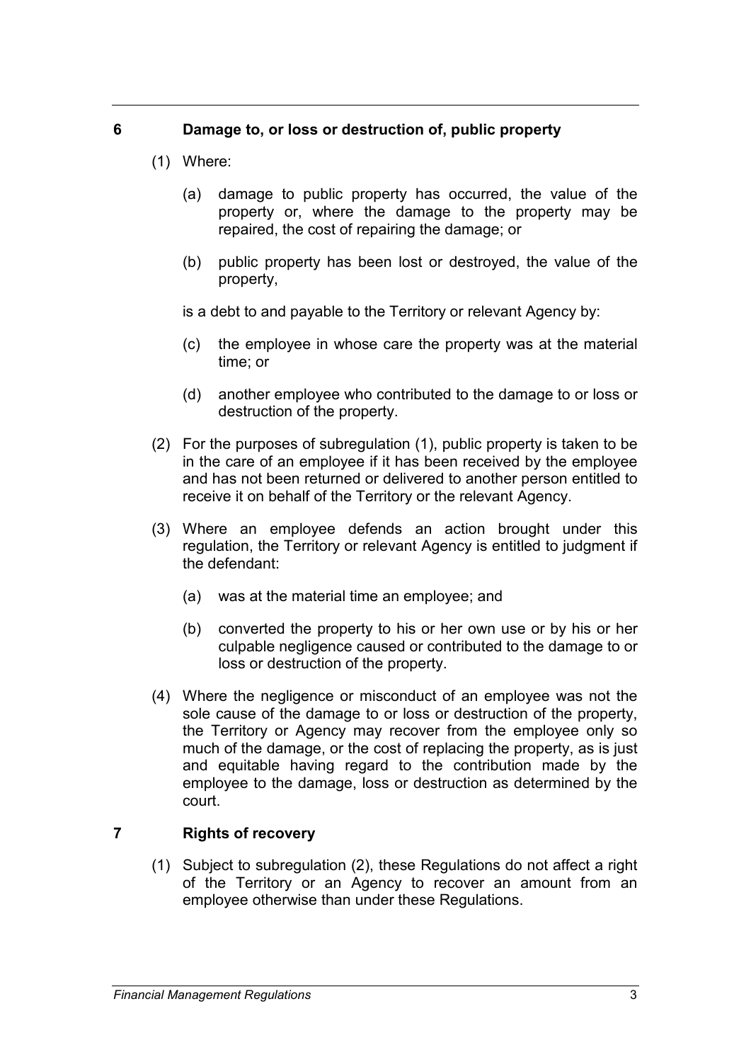## 6 Damage to, or loss or destruction of, public property

(1) Where:

(a) damage to public property has occurred, the value of the property or, where the damage to the property may be repaired, the cost of repairing the damage; or

(b) public property has been lost or destroyed, the value of the property,

is a debt to and payable to the Territory or relevant Agency by:

(c) the employee in whose care the property was at the material time; or

(d) another employee who contributed to the damage to or loss or destruction of the property.

(2) For the purposes of subregulation (1), public property is taken to be in the care of an employee if it has been received by the employee and has not been returned or delivered to another person entitled to receive it on behalf of the Territory or the relevant Agency.

(3) Where an employee defends an action brought under this regulation, the Territory or relevant Agency is entitled to judgment if the defendant:

(a) was at the material time an employee; and

(b) converted the property to his or her own use or by his or her culpable negligence caused or contributed to the damage to or loss or destruction of the property.

(4) Where the negligence or misconduct of an employee was not the sole cause of the damage to or loss or destruction of the property, the Territory or Agency may recover from the employee only so much of the damage, or the cost of replacing the property, as is just and equitable having regard to the contribution made by the employee to the damage, loss or destruction as determined by the court.

## 7 Rights of recovery

(1) Subject to subregulation (2), these Regulations do not affect a right of the Territory or an Agency to recover an amount from an employee otherwise than under these Regulations.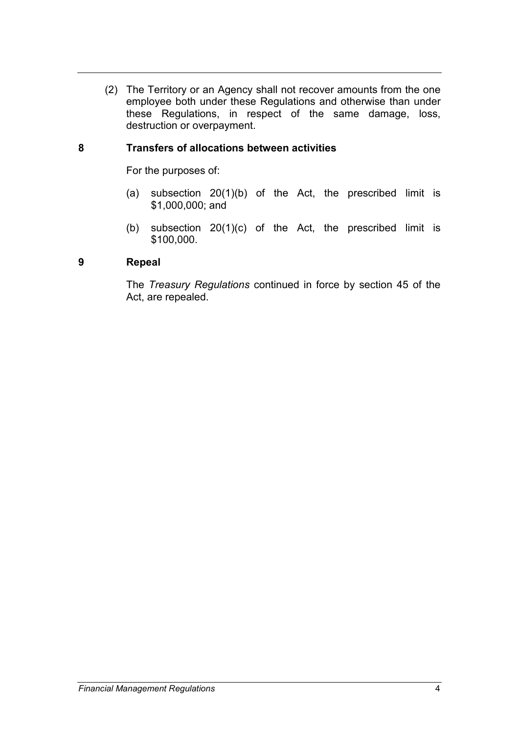(2) The Territory or an Agency shall not recover amounts from the one employee both under these Regulations and otherwise than under these Regulations, in respect of the same damage, loss, destruction or overpayment.

## 8 Transfers of allocations between activities

For the purposes of:

(a) subsection 20(1)(b) of the Act, the prescribed limit is $1,000,000; and

(b) subsection 20(1)(c) of the Act, the prescribed limit is $100,000.

## 9 Repeal

The *Treasury Regulations* continued in force by section 45 of the Act, are repealed.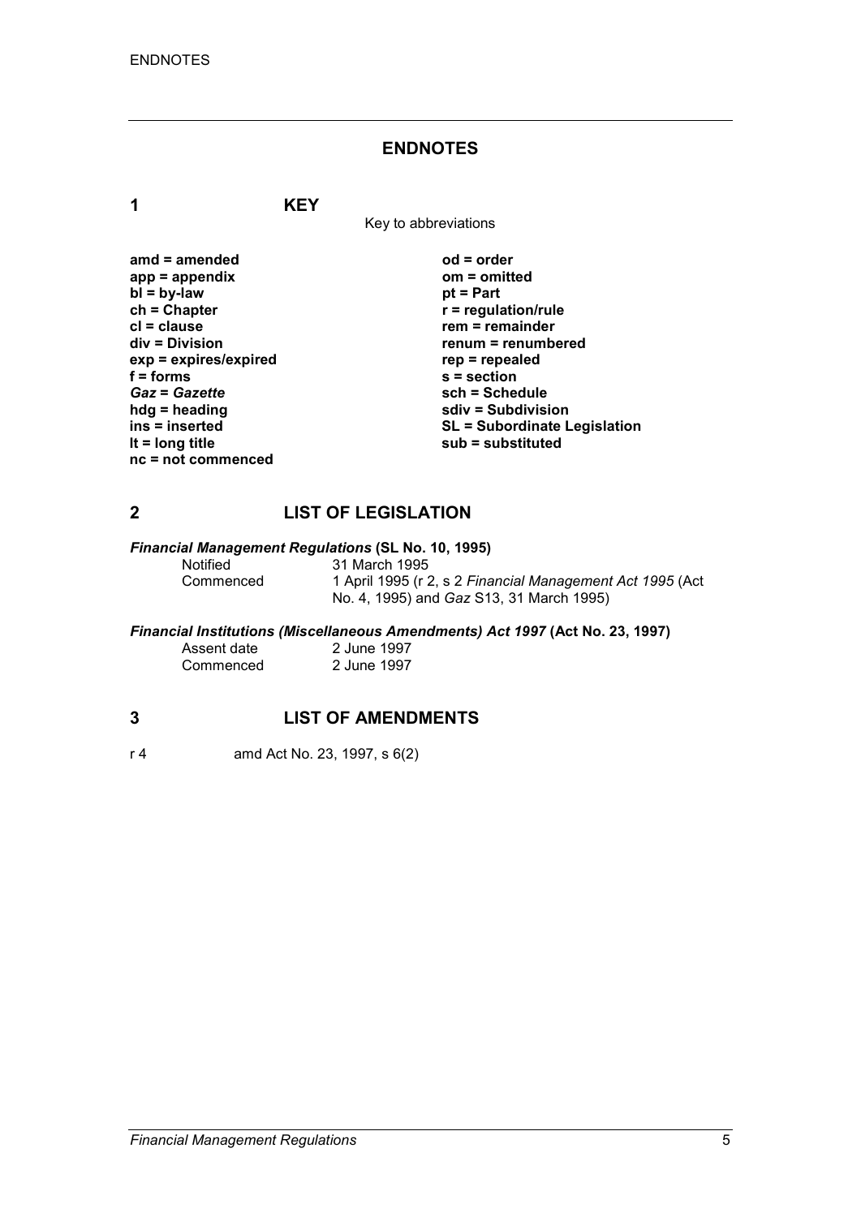# ENDNOTES

## 1 KEY

Key to abbreviations

| | |
|---|---|
| **amd = amended** | **od = order** |
| **app = appendix** | **om = omitted** |
| **bl = by-law** | **pt = Part** |
| **ch = Chapter** | **r = regulation/rule** |
| **cl = clause** | **rem = remainder** |
| **div = Division** | **renum = renumbered** |
| **exp = expires/expired** | **rep = repealed** |
| **f = forms** | **s = section** |
| ***Gaz* = *Gazette*** | **sch = Schedule** |
| **hdg = heading** | **sdiv = Subdivision** |
| **ins = inserted** | **SL = Subordinate Legislation** |
| **lt = long title** | **sub = substituted** |
| **nc = not commenced** | |

## 2 LIST OF LEGISLATION

***Financial Management Regulations* (SL No. 10, 1995)**

| | |
|---|---|
| Notified | 31 March 1995 |
| Commenced | 1 April 1995 (r 2, s 2 *Financial Management Act 1995* (Act No. 4, 1995) and *Gaz* S13, 31 March 1995) |

***Financial Institutions (Miscellaneous Amendments) Act 1997* (Act No. 23, 1997)**

| | |
|---|---|
| Assent date | 2 June 1997 |
| Commenced | 2 June 1997 |

## 3 LIST OF AMENDMENTS

| | |
|---|---|
| r 4 | amd Act No. 23, 1997, s 6(2) |